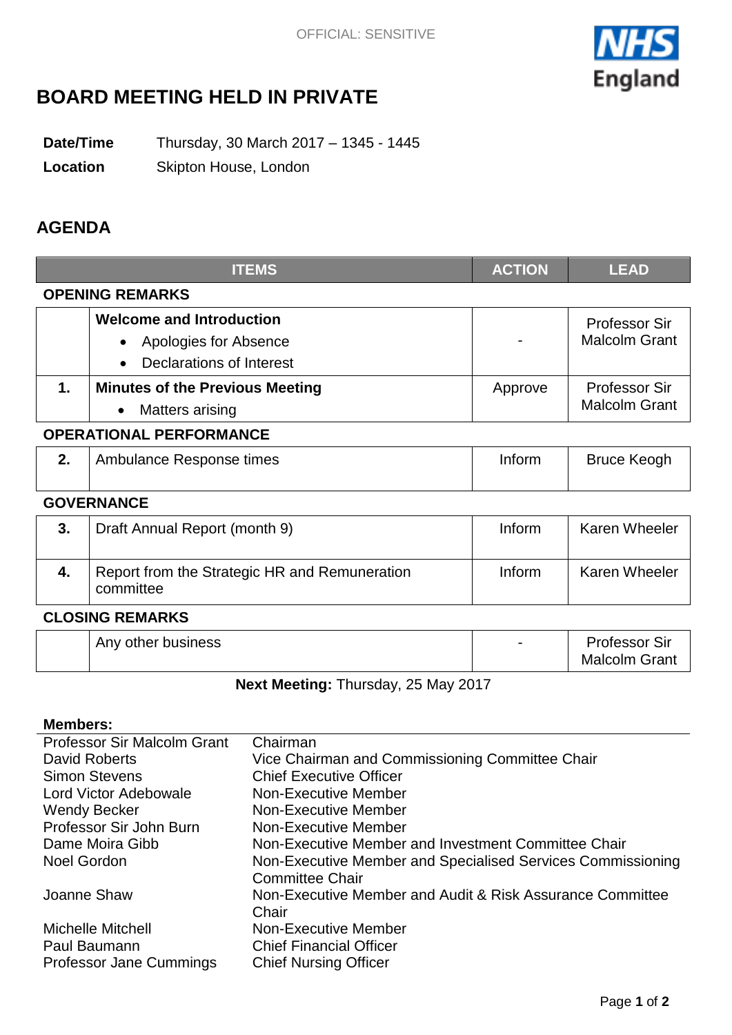OFFICIAL: SENSITIVE

# BOARD MEETING HELD IN PRIVATE

**Date/Time** Thursday, 30 March 2017 – 1345 - 1445

**Location** Skipton House, London

## AGENDA

| | ITEMS | ACTION | LEAD |
|---|---|---|---|
| **OPENING REMARKS** | | | |
| | **Welcome and Introduction**<br>• Apologies for Absence<br>• Declarations of Interest | - | Professor Sir Malcolm Grant |
| **1.** | **Minutes of the Previous Meeting**<br>• Matters arising | Approve | Professor Sir Malcolm Grant |
| **OPERATIONAL PERFORMANCE** | | | |
| **2.** | Ambulance Response times | Inform | Bruce Keogh |
| **GOVERNANCE** | | | |
| **3.** | Draft Annual Report (month 9) | Inform | Karen Wheeler |
| **4.** | Report from the Strategic HR and Remuneration committee | Inform | Karen Wheeler |
| **CLOSING REMARKS** | | | |
| | Any other business | - | Professor Sir Malcolm Grant |

**Next Meeting:** Thursday, 25 May 2017

**Members:**

| | |
|---|---|
| Professor Sir Malcolm Grant | Chairman |
| David Roberts | Vice Chairman and Commissioning Committee Chair |
| Simon Stevens | Chief Executive Officer |
| Lord Victor Adebowale | Non-Executive Member |
| Wendy Becker | Non-Executive Member |
| Professor Sir John Burn | Non-Executive Member |
| Dame Moira Gibb | Non-Executive Member and Investment Committee Chair |
| Noel Gordon | Non-Executive Member and Specialised Services Commissioning Committee Chair |
| Joanne Shaw | Non-Executive Member and Audit & Risk Assurance Committee Chair |
| Michelle Mitchell | Non-Executive Member |
| Paul Baumann | Chief Financial Officer |
| Professor Jane Cummings | Chief Nursing Officer |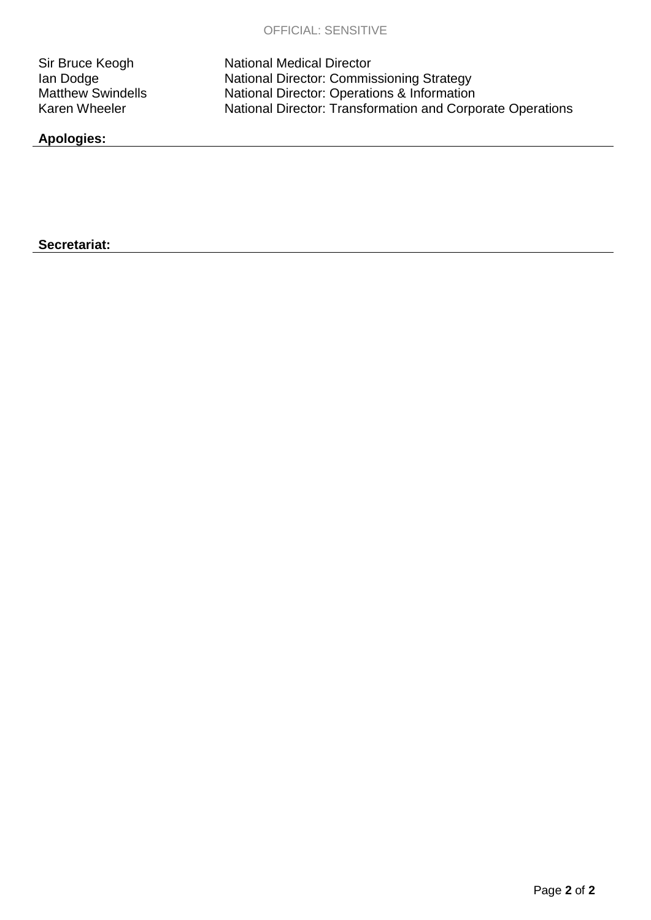| | |
|---|---|
| Sir Bruce Keogh | National Medical Director |
| Ian Dodge | National Director: Commissioning Strategy |
| Matthew Swindells | National Director: Operations & Information |
| Karen Wheeler | National Director: Transformation and Corporate Operations |

**Apologies:**

**Secretariat:**